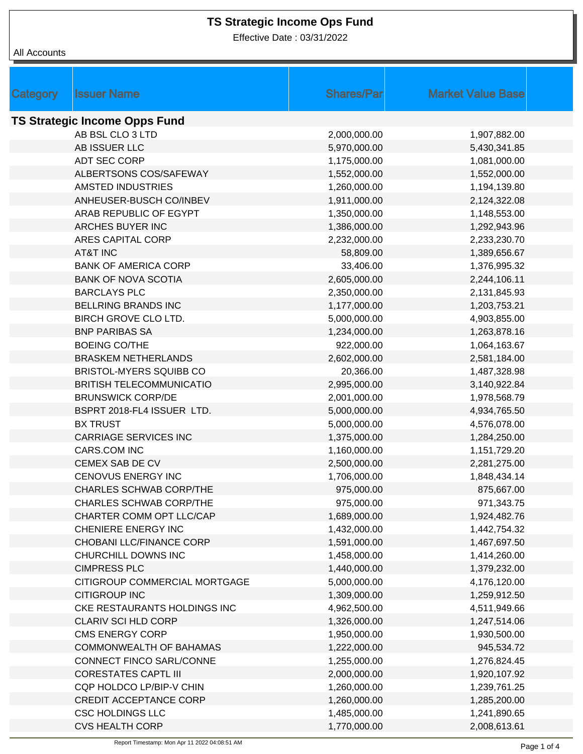# TS Strategic Income Ops Fund

Effective Date : 03/31/2022

All Accounts

| Category | Issuer Name | Shares/Par | Market Value Base |
|---|---|---|---|
| **TS Strategic Income Opps Fund** | | | |
| | AB BSL CLO 3 LTD | 2,000,000.00 | 1,907,882.00 |
| | AB ISSUER LLC | 5,970,000.00 | 5,430,341.85 |
| | ADT SEC CORP | 1,175,000.00 | 1,081,000.00 |
| | ALBERTSONS COS/SAFEWAY | 1,552,000.00 | 1,552,000.00 |
| | AMSTED INDUSTRIES | 1,260,000.00 | 1,194,139.80 |
| | ANHEUSER-BUSCH CO/INBEV | 1,911,000.00 | 2,124,322.08 |
| | ARAB REPUBLIC OF EGYPT | 1,350,000.00 | 1,148,553.00 |
| | ARCHES BUYER INC | 1,386,000.00 | 1,292,943.96 |
| | ARES CAPITAL CORP | 2,232,000.00 | 2,233,230.70 |
| | AT&T INC | 58,809.00 | 1,389,656.67 |
| | BANK OF AMERICA CORP | 33,406.00 | 1,376,995.32 |
| | BANK OF NOVA SCOTIA | 2,605,000.00 | 2,244,106.11 |
| | BARCLAYS PLC | 2,350,000.00 | 2,131,845.93 |
| | BELLRING BRANDS INC | 1,177,000.00 | 1,203,753.21 |
| | BIRCH GROVE CLO LTD. | 5,000,000.00 | 4,903,855.00 |
| | BNP PARIBAS SA | 1,234,000.00 | 1,263,878.16 |
| | BOEING CO/THE | 922,000.00 | 1,064,163.67 |
| | BRASKEM NETHERLANDS | 2,602,000.00 | 2,581,184.00 |
| | BRISTOL-MYERS SQUIBB CO | 20,366.00 | 1,487,328.98 |
| | BRITISH TELECOMMUNICATIO | 2,995,000.00 | 3,140,922.84 |
| | BRUNSWICK CORP/DE | 2,001,000.00 | 1,978,568.79 |
| | BSPRT 2018-FL4 ISSUER LTD. | 5,000,000.00 | 4,934,765.50 |
| | BX TRUST | 5,000,000.00 | 4,576,078.00 |
| | CARRIAGE SERVICES INC | 1,375,000.00 | 1,284,250.00 |
| | CARS.COM INC | 1,160,000.00 | 1,151,729.20 |
| | CEMEX SAB DE CV | 2,500,000.00 | 2,281,275.00 |
| | CENOVUS ENERGY INC | 1,706,000.00 | 1,848,434.14 |
| | CHARLES SCHWAB CORP/THE | 975,000.00 | 875,667.00 |
| | CHARLES SCHWAB CORP/THE | 975,000.00 | 971,343.75 |
| | CHARTER COMM OPT LLC/CAP | 1,689,000.00 | 1,924,482.76 |
| | CHENIERE ENERGY INC | 1,432,000.00 | 1,442,754.32 |
| | CHOBANI LLC/FINANCE CORP | 1,591,000.00 | 1,467,697.50 |
| | CHURCHILL DOWNS INC | 1,458,000.00 | 1,414,260.00 |
| | CIMPRESS PLC | 1,440,000.00 | 1,379,232.00 |
| | CITIGROUP COMMERCIAL MORTGAGE | 5,000,000.00 | 4,176,120.00 |
| | CITIGROUP INC | 1,309,000.00 | 1,259,912.50 |
| | CKE RESTAURANTS HOLDINGS INC | 4,962,500.00 | 4,511,949.66 |
| | CLARIV SCI HLD CORP | 1,326,000.00 | 1,247,514.06 |
| | CMS ENERGY CORP | 1,950,000.00 | 1,930,500.00 |
| | COMMONWEALTH OF BAHAMAS | 1,222,000.00 | 945,534.72 |
| | CONNECT FINCO SARL/CONNE | 1,255,000.00 | 1,276,824.45 |
| | CORESTATES CAPTL III | 2,000,000.00 | 1,920,107.92 |
| | CQP HOLDCO LP/BIP-V CHIN | 1,260,000.00 | 1,239,761.25 |
| | CREDIT ACCEPTANCE CORP | 1,260,000.00 | 1,285,200.00 |
| | CSC HOLDINGS LLC | 1,485,000.00 | 1,241,890.65 |
| | CVS HEALTH CORP | 1,770,000.00 | 2,008,613.61 |

Report Timestamp: Mon Apr 11 2022 04:08:51 AM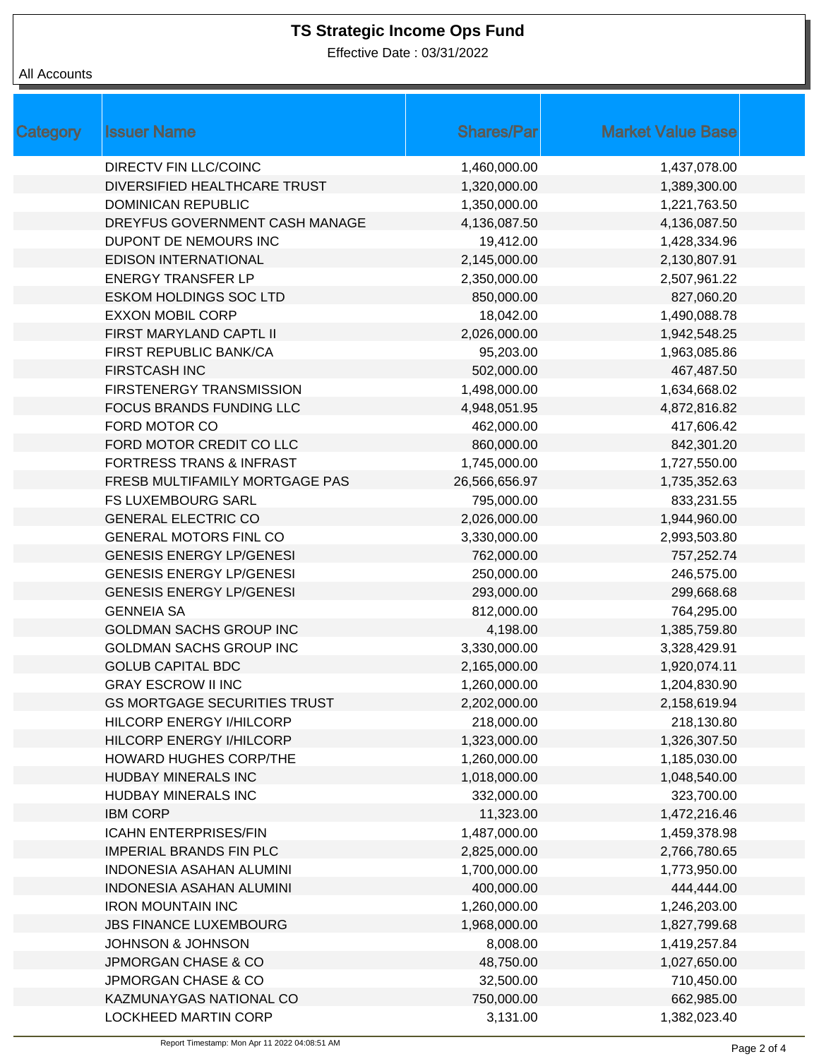# TS Strategic Income Ops Fund

Effective Date : 03/31/2022

All Accounts

| Category | Issuer Name | Shares/Par | Market Value Base |
|---|---|---|---|
| | DIRECTV FIN LLC/COINC | 1,460,000.00 | 1,437,078.00 |
| | DIVERSIFIED HEALTHCARE TRUST | 1,320,000.00 | 1,389,300.00 |
| | DOMINICAN REPUBLIC | 1,350,000.00 | 1,221,763.50 |
| | DREYFUS GOVERNMENT CASH MANAGE | 4,136,087.50 | 4,136,087.50 |
| | DUPONT DE NEMOURS INC | 19,412.00 | 1,428,334.96 |
| | EDISON INTERNATIONAL | 2,145,000.00 | 2,130,807.91 |
| | ENERGY TRANSFER LP | 2,350,000.00 | 2,507,961.22 |
| | ESKOM HOLDINGS SOC LTD | 850,000.00 | 827,060.20 |
| | EXXON MOBIL CORP | 18,042.00 | 1,490,088.78 |
| | FIRST MARYLAND CAPTL II | 2,026,000.00 | 1,942,548.25 |
| | FIRST REPUBLIC BANK/CA | 95,203.00 | 1,963,085.86 |
| | FIRSTCASH INC | 502,000.00 | 467,487.50 |
| | FIRSTENERGY TRANSMISSION | 1,498,000.00 | 1,634,668.02 |
| | FOCUS BRANDS FUNDING LLC | 4,948,051.95 | 4,872,816.82 |
| | FORD MOTOR CO | 462,000.00 | 417,606.42 |
| | FORD MOTOR CREDIT CO LLC | 860,000.00 | 842,301.20 |
| | FORTRESS TRANS & INFRAST | 1,745,000.00 | 1,727,550.00 |
| | FRESB MULTIFAMILY MORTGAGE PAS | 26,566,656.97 | 1,735,352.63 |
| | FS LUXEMBOURG SARL | 795,000.00 | 833,231.55 |
| | GENERAL ELECTRIC CO | 2,026,000.00 | 1,944,960.00 |
| | GENERAL MOTORS FINL CO | 3,330,000.00 | 2,993,503.80 |
| | GENESIS ENERGY LP/GENESI | 762,000.00 | 757,252.74 |
| | GENESIS ENERGY LP/GENESI | 250,000.00 | 246,575.00 |
| | GENESIS ENERGY LP/GENESI | 293,000.00 | 299,668.68 |
| | GENNEIA SA | 812,000.00 | 764,295.00 |
| | GOLDMAN SACHS GROUP INC | 4,198.00 | 1,385,759.80 |
| | GOLDMAN SACHS GROUP INC | 3,330,000.00 | 3,328,429.91 |
| | GOLUB CAPITAL BDC | 2,165,000.00 | 1,920,074.11 |
| | GRAY ESCROW II INC | 1,260,000.00 | 1,204,830.90 |
| | GS MORTGAGE SECURITIES TRUST | 2,202,000.00 | 2,158,619.94 |
| | HILCORP ENERGY I/HILCORP | 218,000.00 | 218,130.80 |
| | HILCORP ENERGY I/HILCORP | 1,323,000.00 | 1,326,307.50 |
| | HOWARD HUGHES CORP/THE | 1,260,000.00 | 1,185,030.00 |
| | HUDBAY MINERALS INC | 1,018,000.00 | 1,048,540.00 |
| | HUDBAY MINERALS INC | 332,000.00 | 323,700.00 |
| | IBM CORP | 11,323.00 | 1,472,216.46 |
| | ICAHN ENTERPRISES/FIN | 1,487,000.00 | 1,459,378.98 |
| | IMPERIAL BRANDS FIN PLC | 2,825,000.00 | 2,766,780.65 |
| | INDONESIA ASAHAN ALUMINI | 1,700,000.00 | 1,773,950.00 |
| | INDONESIA ASAHAN ALUMINI | 400,000.00 | 444,444.00 |
| | IRON MOUNTAIN INC | 1,260,000.00 | 1,246,203.00 |
| | JBS FINANCE LUXEMBOURG | 1,968,000.00 | 1,827,799.68 |
| | JOHNSON & JOHNSON | 8,008.00 | 1,419,257.84 |
| | JPMORGAN CHASE & CO | 48,750.00 | 1,027,650.00 |
| | JPMORGAN CHASE & CO | 32,500.00 | 710,450.00 |
| | KAZMUNAYGAS NATIONAL CO | 750,000.00 | 662,985.00 |
| | LOCKHEED MARTIN CORP | 3,131.00 | 1,382,023.40 |

Report Timestamp: Mon Apr 11 2022 04:08:51 AM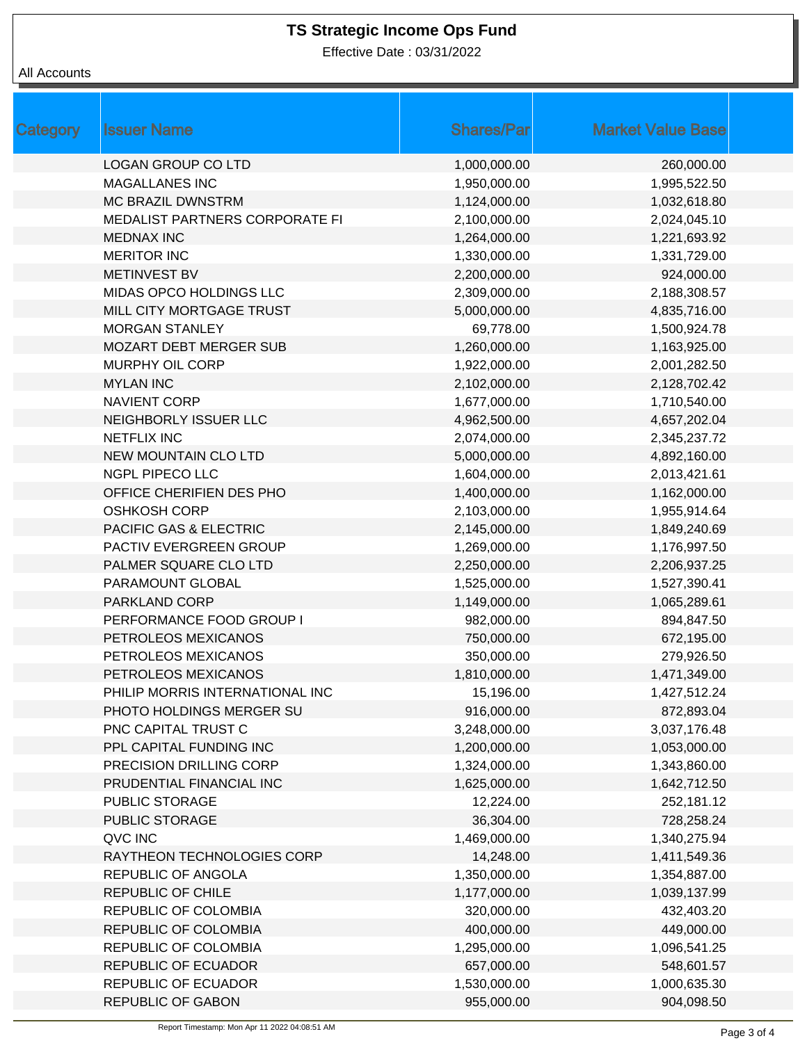# TS Strategic Income Ops Fund

Effective Date : 03/31/2022

All Accounts

| Category | Issuer Name | Shares/Par | Market Value Base |
|---|---|---|---|
| | LOGAN GROUP CO LTD | 1,000,000.00 | 260,000.00 |
| | MAGALLANES INC | 1,950,000.00 | 1,995,522.50 |
| | MC BRAZIL DWNSTRM | 1,124,000.00 | 1,032,618.80 |
| | MEDALIST PARTNERS CORPORATE FI | 2,100,000.00 | 2,024,045.10 |
| | MEDNAX INC | 1,264,000.00 | 1,221,693.92 |
| | MERITOR INC | 1,330,000.00 | 1,331,729.00 |
| | METINVEST BV | 2,200,000.00 | 924,000.00 |
| | MIDAS OPCO HOLDINGS LLC | 2,309,000.00 | 2,188,308.57 |
| | MILL CITY MORTGAGE TRUST | 5,000,000.00 | 4,835,716.00 |
| | MORGAN STANLEY | 69,778.00 | 1,500,924.78 |
| | MOZART DEBT MERGER SUB | 1,260,000.00 | 1,163,925.00 |
| | MURPHY OIL CORP | 1,922,000.00 | 2,001,282.50 |
| | MYLAN INC | 2,102,000.00 | 2,128,702.42 |
| | NAVIENT CORP | 1,677,000.00 | 1,710,540.00 |
| | NEIGHBORLY ISSUER LLC | 4,962,500.00 | 4,657,202.04 |
| | NETFLIX INC | 2,074,000.00 | 2,345,237.72 |
| | NEW MOUNTAIN CLO LTD | 5,000,000.00 | 4,892,160.00 |
| | NGPL PIPECO LLC | 1,604,000.00 | 2,013,421.61 |
| | OFFICE CHERIFIEN DES PHO | 1,400,000.00 | 1,162,000.00 |
| | OSHKOSH CORP | 2,103,000.00 | 1,955,914.64 |
| | PACIFIC GAS & ELECTRIC | 2,145,000.00 | 1,849,240.69 |
| | PACTIV EVERGREEN GROUP | 1,269,000.00 | 1,176,997.50 |
| | PALMER SQUARE CLO LTD | 2,250,000.00 | 2,206,937.25 |
| | PARAMOUNT GLOBAL | 1,525,000.00 | 1,527,390.41 |
| | PARKLAND CORP | 1,149,000.00 | 1,065,289.61 |
| | PERFORMANCE FOOD GROUP I | 982,000.00 | 894,847.50 |
| | PETROLEOS MEXICANOS | 750,000.00 | 672,195.00 |
| | PETROLEOS MEXICANOS | 350,000.00 | 279,926.50 |
| | PETROLEOS MEXICANOS | 1,810,000.00 | 1,471,349.00 |
| | PHILIP MORRIS INTERNATIONAL INC | 15,196.00 | 1,427,512.24 |
| | PHOTO HOLDINGS MERGER SU | 916,000.00 | 872,893.04 |
| | PNC CAPITAL TRUST C | 3,248,000.00 | 3,037,176.48 |
| | PPL CAPITAL FUNDING INC | 1,200,000.00 | 1,053,000.00 |
| | PRECISION DRILLING CORP | 1,324,000.00 | 1,343,860.00 |
| | PRUDENTIAL FINANCIAL INC | 1,625,000.00 | 1,642,712.50 |
| | PUBLIC STORAGE | 12,224.00 | 252,181.12 |
| | PUBLIC STORAGE | 36,304.00 | 728,258.24 |
| | QVC INC | 1,469,000.00 | 1,340,275.94 |
| | RAYTHEON TECHNOLOGIES CORP | 14,248.00 | 1,411,549.36 |
| | REPUBLIC OF ANGOLA | 1,350,000.00 | 1,354,887.00 |
| | REPUBLIC OF CHILE | 1,177,000.00 | 1,039,137.99 |
| | REPUBLIC OF COLOMBIA | 320,000.00 | 432,403.20 |
| | REPUBLIC OF COLOMBIA | 400,000.00 | 449,000.00 |
| | REPUBLIC OF COLOMBIA | 1,295,000.00 | 1,096,541.25 |
| | REPUBLIC OF ECUADOR | 657,000.00 | 548,601.57 |
| | REPUBLIC OF ECUADOR | 1,530,000.00 | 1,000,635.30 |
| | REPUBLIC OF GABON | 955,000.00 | 904,098.50 |

Report Timestamp: Mon Apr 11 2022 04:08:51 AM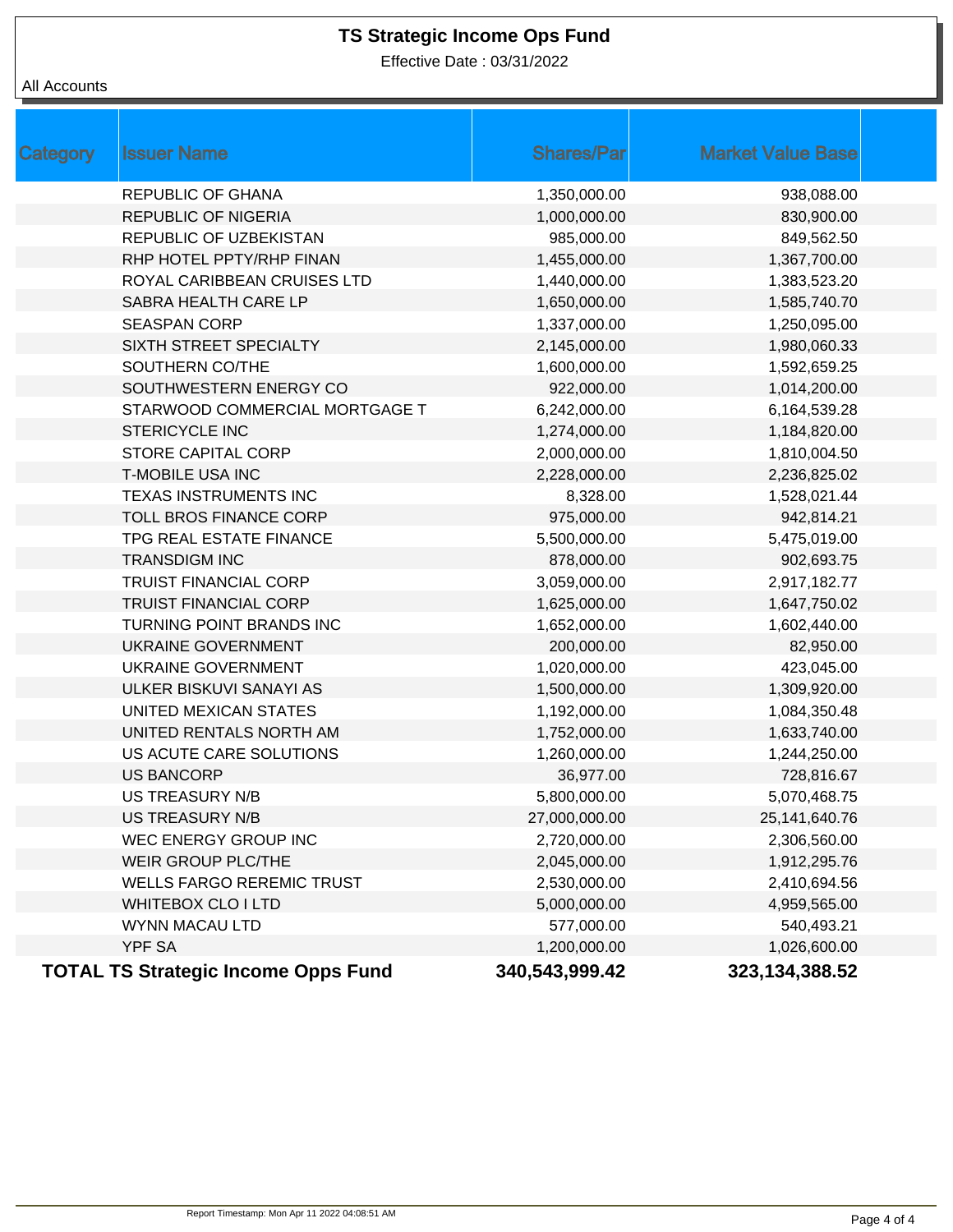# TS Strategic Income Ops Fund

Effective Date : 03/31/2022

All Accounts

| Category | Issuer Name | Shares/Par | Market Value Base |
|---|---|---|---|
| | REPUBLIC OF GHANA | 1,350,000.00 | 938,088.00 |
| | REPUBLIC OF NIGERIA | 1,000,000.00 | 830,900.00 |
| | REPUBLIC OF UZBEKISTAN | 985,000.00 | 849,562.50 |
| | RHP HOTEL PPTY/RHP FINAN | 1,455,000.00 | 1,367,700.00 |
| | ROYAL CARIBBEAN CRUISES LTD | 1,440,000.00 | 1,383,523.20 |
| | SABRA HEALTH CARE LP | 1,650,000.00 | 1,585,740.70 |
| | SEASPAN CORP | 1,337,000.00 | 1,250,095.00 |
| | SIXTH STREET SPECIALTY | 2,145,000.00 | 1,980,060.33 |
| | SOUTHERN CO/THE | 1,600,000.00 | 1,592,659.25 |
| | SOUTHWESTERN ENERGY CO | 922,000.00 | 1,014,200.00 |
| | STARWOOD COMMERCIAL MORTGAGE T | 6,242,000.00 | 6,164,539.28 |
| | STERICYCLE INC | 1,274,000.00 | 1,184,820.00 |
| | STORE CAPITAL CORP | 2,000,000.00 | 1,810,004.50 |
| | T-MOBILE USA INC | 2,228,000.00 | 2,236,825.02 |
| | TEXAS INSTRUMENTS INC | 8,328.00 | 1,528,021.44 |
| | TOLL BROS FINANCE CORP | 975,000.00 | 942,814.21 |
| | TPG REAL ESTATE FINANCE | 5,500,000.00 | 5,475,019.00 |
| | TRANSDIGM INC | 878,000.00 | 902,693.75 |
| | TRUIST FINANCIAL CORP | 3,059,000.00 | 2,917,182.77 |
| | TRUIST FINANCIAL CORP | 1,625,000.00 | 1,647,750.02 |
| | TURNING POINT BRANDS INC | 1,652,000.00 | 1,602,440.00 |
| | UKRAINE GOVERNMENT | 200,000.00 | 82,950.00 |
| | UKRAINE GOVERNMENT | 1,020,000.00 | 423,045.00 |
| | ULKER BISKUVI SANAYI AS | 1,500,000.00 | 1,309,920.00 |
| | UNITED MEXICAN STATES | 1,192,000.00 | 1,084,350.48 |
| | UNITED RENTALS NORTH AM | 1,752,000.00 | 1,633,740.00 |
| | US ACUTE CARE SOLUTIONS | 1,260,000.00 | 1,244,250.00 |
| | US BANCORP | 36,977.00 | 728,816.67 |
| | US TREASURY N/B | 5,800,000.00 | 5,070,468.75 |
| | US TREASURY N/B | 27,000,000.00 | 25,141,640.76 |
| | WEC ENERGY GROUP INC | 2,720,000.00 | 2,306,560.00 |
| | WEIR GROUP PLC/THE | 2,045,000.00 | 1,912,295.76 |
| | WELLS FARGO REREMIC TRUST | 2,530,000.00 | 2,410,694.56 |
| | WHITEBOX CLO I LTD | 5,000,000.00 | 4,959,565.00 |
| | WYNN MACAU LTD | 577,000.00 | 540,493.21 |
| | YPF SA | 1,200,000.00 | 1,026,600.00 |
| **TOTAL TS Strategic Income Opps Fund** | | **340,543,999.42** | **323,134,388.52** |

Report Timestamp: Mon Apr 11 2022 04:08:51 AM